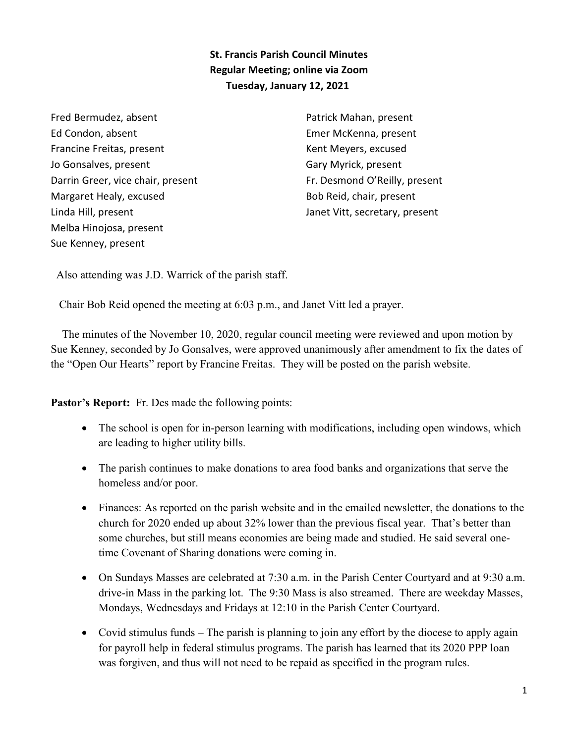# St. Francis Parish Council Minutes
## Regular Meeting; online via Zoom
### Tuesday, January 12, 2021

Fred Bermudez, absent
Ed Condon, absent
Francine Freitas, present
Jo Gonsalves, present
Darrin Greer, vice chair, present
Margaret Healy, excused
Linda Hill, present
Melba Hinojosa, present
Sue Kenney, present
Patrick Mahan, present
Emer McKenna, present
Kent Meyers, excused
Gary Myrick, present
Fr. Desmond O'Reilly, present
Bob Reid, chair, present
Janet Vitt, secretary, present

Also attending was J.D. Warrick of the parish staff.

Chair Bob Reid opened the meeting at 6:03 p.m., and Janet Vitt led a prayer.

The minutes of the November 10, 2020, regular council meeting were reviewed and upon motion by Sue Kenney, seconded by Jo Gonsalves, were approved unanimously after amendment to fix the dates of the "Open Our Hearts" report by Francine Freitas. They will be posted on the parish website.

**Pastor's Report:** Fr. Des made the following points:

- The school is open for in-person learning with modifications, including open windows, which are leading to higher utility bills.
- The parish continues to make donations to area food banks and organizations that serve the homeless and/or poor.
- Finances: As reported on the parish website and in the emailed newsletter, the donations to the church for 2020 ended up about 32% lower than the previous fiscal year. That's better than some churches, but still means economies are being made and studied. He said several one-time Covenant of Sharing donations were coming in.
- On Sundays Masses are celebrated at 7:30 a.m. in the Parish Center Courtyard and at 9:30 a.m. drive-in Mass in the parking lot. The 9:30 Mass is also streamed. There are weekday Masses, Mondays, Wednesdays and Fridays at 12:10 in the Parish Center Courtyard.
- Covid stimulus funds – The parish is planning to join any effort by the diocese to apply again for payroll help in federal stimulus programs. The parish has learned that its 2020 PPP loan was forgiven, and thus will not need to be repaid as specified in the program rules.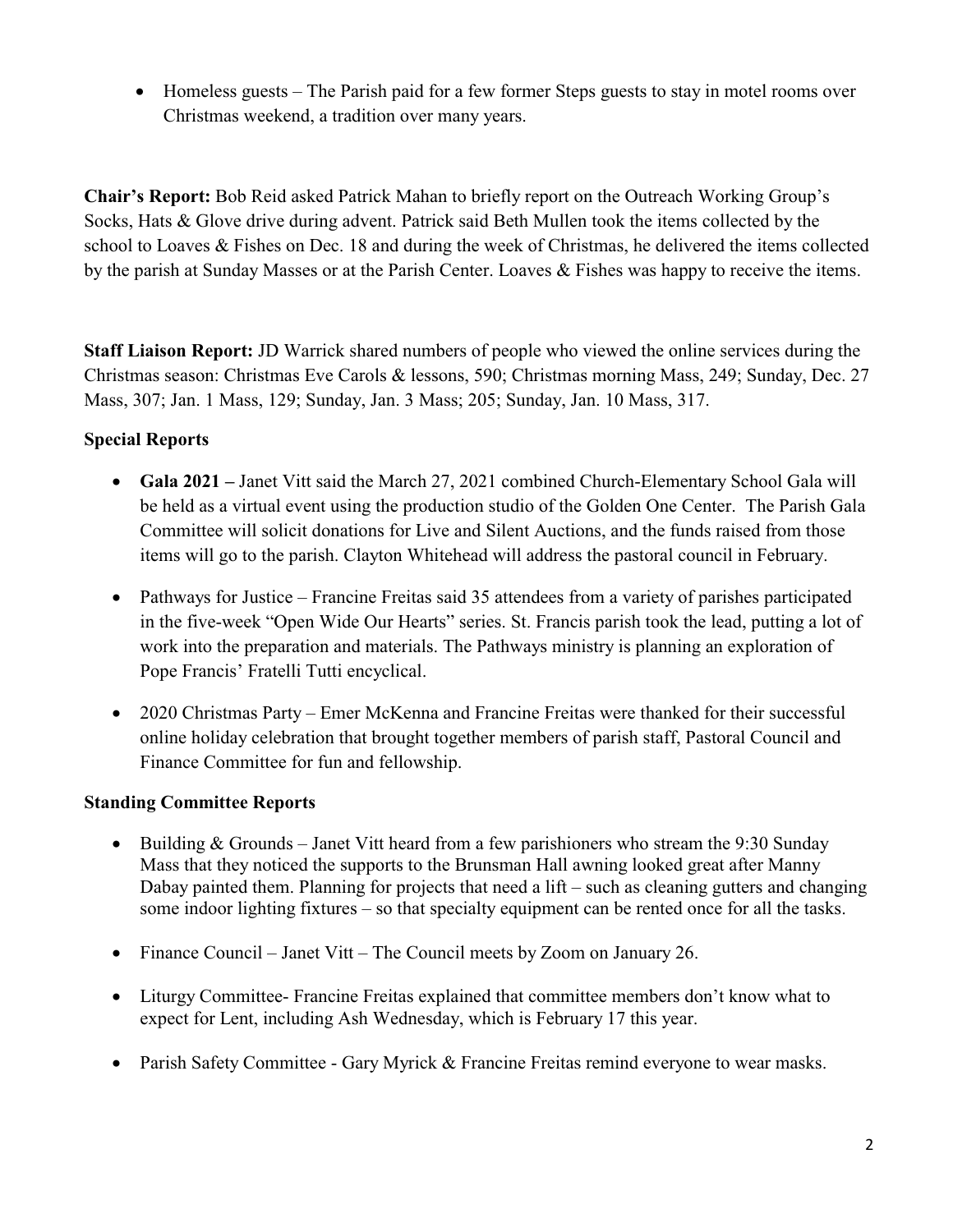- Homeless guests – The Parish paid for a few former Steps guests to stay in motel rooms over Christmas weekend, a tradition over many years.

**Chair's Report:** Bob Reid asked Patrick Mahan to briefly report on the Outreach Working Group's Socks, Hats & Glove drive during advent. Patrick said Beth Mullen took the items collected by the school to Loaves & Fishes on Dec. 18 and during the week of Christmas, he delivered the items collected by the parish at Sunday Masses or at the Parish Center. Loaves & Fishes was happy to receive the items.

**Staff Liaison Report:** JD Warrick shared numbers of people who viewed the online services during the Christmas season: Christmas Eve Carols & lessons, 590; Christmas morning Mass, 249; Sunday, Dec. 27 Mass, 307; Jan. 1 Mass, 129; Sunday, Jan. 3 Mass; 205; Sunday, Jan. 10 Mass, 317.

**Special Reports**

- **Gala 2021 –** Janet Vitt said the March 27, 2021 combined Church-Elementary School Gala will be held as a virtual event using the production studio of the Golden One Center. The Parish Gala Committee will solicit donations for Live and Silent Auctions, and the funds raised from those items will go to the parish. Clayton Whitehead will address the pastoral council in February.
- Pathways for Justice – Francine Freitas said 35 attendees from a variety of parishes participated in the five-week "Open Wide Our Hearts" series. St. Francis parish took the lead, putting a lot of work into the preparation and materials. The Pathways ministry is planning an exploration of Pope Francis' Fratelli Tutti encyclical.
- 2020 Christmas Party – Emer McKenna and Francine Freitas were thanked for their successful online holiday celebration that brought together members of parish staff, Pastoral Council and Finance Committee for fun and fellowship.

**Standing Committee Reports**

- Building & Grounds – Janet Vitt heard from a few parishioners who stream the 9:30 Sunday Mass that they noticed the supports to the Brunsman Hall awning looked great after Manny Dabay painted them. Planning for projects that need a lift – such as cleaning gutters and changing some indoor lighting fixtures – so that specialty equipment can be rented once for all the tasks.
- Finance Council – Janet Vitt – The Council meets by Zoom on January 26.
- Liturgy Committee- Francine Freitas explained that committee members don't know what to expect for Lent, including Ash Wednesday, which is February 17 this year.
- Parish Safety Committee - Gary Myrick & Francine Freitas remind everyone to wear masks.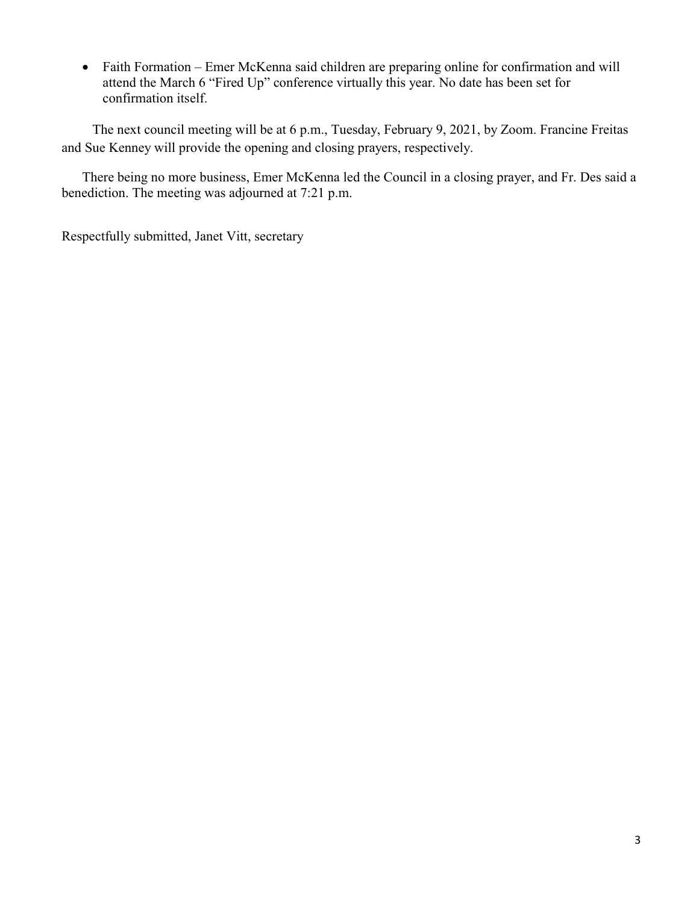- Faith Formation – Emer McKenna said children are preparing online for confirmation and will attend the March 6 “Fired Up” conference virtually this year. No date has been set for confirmation itself.

The next council meeting will be at 6 p.m., Tuesday, February 9, 2021, by Zoom. Francine Freitas and Sue Kenney will provide the opening and closing prayers, respectively.

There being no more business, Emer McKenna led the Council in a closing prayer, and Fr. Des said a benediction. The meeting was adjourned at 7:21 p.m.

Respectfully submitted, Janet Vitt, secretary